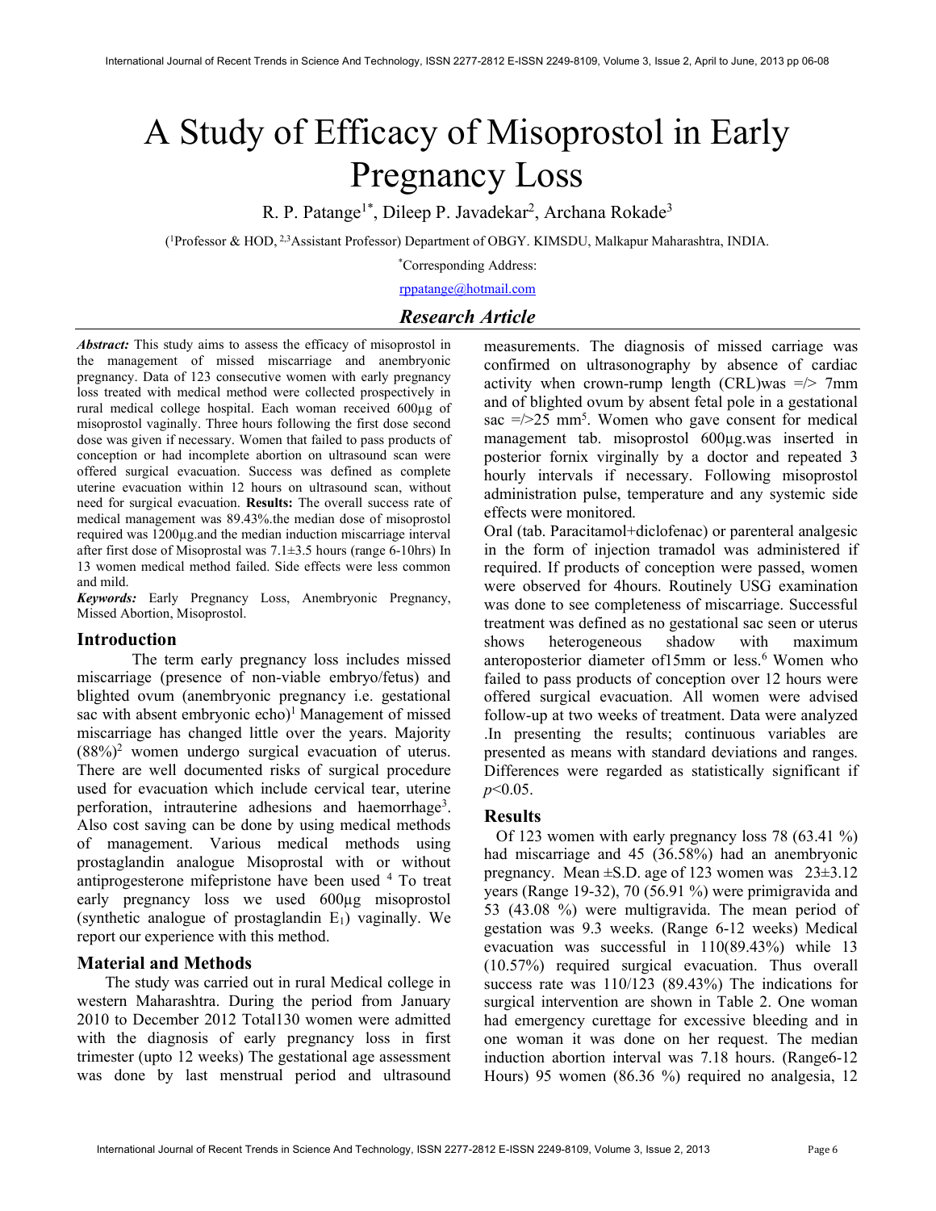# A Study of Efficacy of Misoprostol in Early Pregnancy Loss

R. P. Patange[1*], Dileep P. Javadekar[2], Archana Rokade[3]

([1]Professor & HOD, [2,3]Assistant Professor) Department of OBGY. KIMSDU, Malkapur Maharashtra, INDIA.

*Corresponding Address:

rppatange@hotmail.com

## *Research Article*

***Abstract:*** This study aims to assess the efficacy of misoprostol in the management of missed miscarriage and anembryonic pregnancy. Data of 123 consecutive women with early pregnancy loss treated with medical method were collected prospectively in rural medical college hospital. Each woman received 600µg of misoprostol vaginally. Three hours following the first dose second dose was given if necessary. Women that failed to pass products of conception or had incomplete abortion on ultrasound scan were offered surgical evacuation. Success was defined as complete uterine evacuation within 12 hours on ultrasound scan, without need for surgical evacuation. **Results:** The overall success rate of medical management was 89.43%.the median dose of misoprostol required was 1200µg.and the median induction miscarriage interval after first dose of Misoprostal was 7.1±3.5 hours (range 6-10hrs) In 13 women medical method failed. Side effects were less common and mild.

***Keywords:*** Early Pregnancy Loss, Anembryonic Pregnancy, Missed Abortion, Misoprostol.

## Introduction

The term early pregnancy loss includes missed miscarriage (presence of non-viable embryo/fetus) and blighted ovum (anembryonic pregnancy i.e. gestational sac with absent embryonic echo)[1] Management of missed miscarriage has changed little over the years. Majority (88%)[2] women undergo surgical evacuation of uterus. There are well documented risks of surgical procedure used for evacuation which include cervical tear, uterine perforation, intrauterine adhesions and haemorrhage[3]. Also cost saving can be done by using medical methods of management. Various medical methods using prostaglandin analogue Misoprostal with or without antiprogesterone mifepristone have been used [4] To treat early pregnancy loss we used 600µg misoprostol (synthetic analogue of prostaglandin $E_1$) vaginally. We report our experience with this method.

## Material and Methods

The study was carried out in rural Medical college in western Maharashtra. During the period from January 2010 to December 2012 Total130 women were admitted with the diagnosis of early pregnancy loss in first trimester (upto 12 weeks) The gestational age assessment was done by last menstrual period and ultrasound measurements. The diagnosis of missed carriage was confirmed on ultrasonography by absence of cardiac activity when crown-rump length (CRL)was =/> 7mm and of blighted ovum by absent fetal pole in a gestational sac =/>25 mm[5]. Women who gave consent for medical management tab. misoprostol 600µg.was inserted in posterior fornix virginally by a doctor and repeated 3 hourly intervals if necessary. Following misoprostol administration pulse, temperature and any systemic side effects were monitored.

Oral (tab. Paracitamol+diclofenac) or parenteral analgesic in the form of injection tramadol was administered if required. If products of conception were passed, women were observed for 4hours. Routinely USG examination was done to see completeness of miscarriage. Successful treatment was defined as no gestational sac seen or uterus shows heterogeneous shadow with maximum anteroposterior diameter of15mm or less.[6] Women who failed to pass products of conception over 12 hours were offered surgical evacuation. All women were advised follow-up at two weeks of treatment. Data were analyzed .In presenting the results; continuous variables are presented as means with standard deviations and ranges. Differences were regarded as statistically significant if $p<0.05$.

## Results

Of 123 women with early pregnancy loss 78 (63.41 %) had miscarriage and 45 (36.58%) had an anembryonic pregnancy. Mean ±S.D. age of 123 women was 23±3.12 years (Range 19-32), 70 (56.91 %) were primigravida and 53 (43.08 %) were multigravida. The mean period of gestation was 9.3 weeks. (Range 6-12 weeks) Medical evacuation was successful in 110(89.43%) while 13 (10.57%) required surgical evacuation. Thus overall success rate was 110/123 (89.43%) The indications for surgical intervention are shown in Table 2. One woman had emergency curettage for excessive bleeding and in one woman it was done on her request. The median induction abortion interval was 7.18 hours. (Range6-12 Hours) 95 women (86.36 %) required no analgesia, 12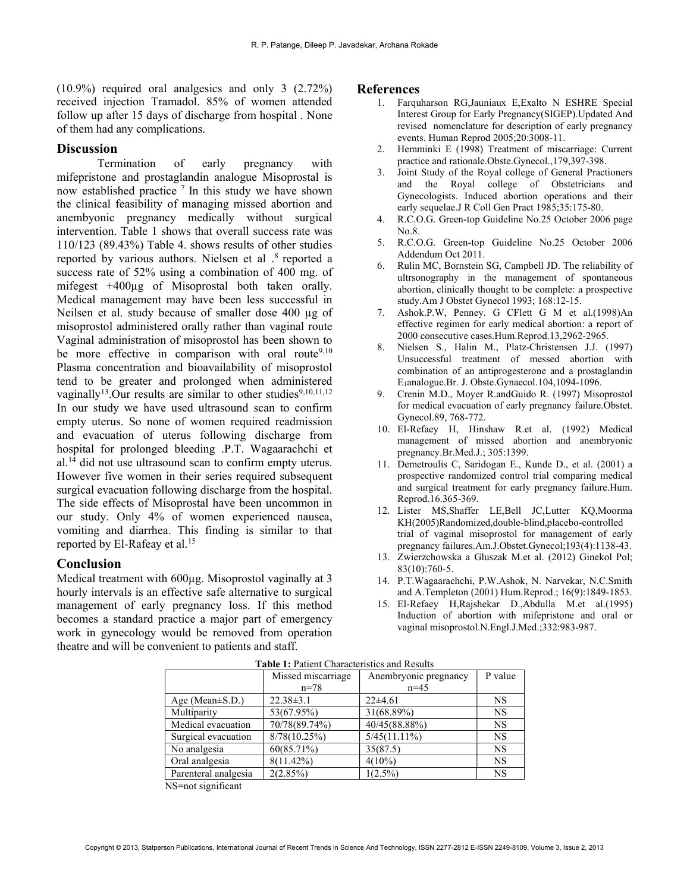(10.9%) required oral analgesics and only 3 (2.72%) received injection Tramadol. 85% of women attended follow up after 15 days of discharge from hospital . None of them had any complications.

## Discussion

Termination of early pregnancy with mifepristone and prostaglandin analogue Misoprostal is now established practice [7] In this study we have shown the clinical feasibility of managing missed abortion and anembyonic pregnancy medically without surgical intervention. Table 1 shows that overall success rate was 110/123 (89.43%) Table 4. shows results of other studies reported by various authors. Nielsen et al .[8] reported a success rate of 52% using a combination of 400 mg. of mifegest +400µg of Misoprostal both taken orally. Medical management may have been less successful in Neilsen et al. study because of smaller dose 400 µg of misoprostol administered orally rather than vaginal route Vaginal administration of misoprostol has been shown to be more effective in comparison with oral route[9,10] Plasma concentration and bioavailability of misoprostol tend to be greater and prolonged when administered vaginally[13].Our results are similar to other studies[9,10,11,12] In our study we have used ultrasound scan to confirm empty uterus. So none of women required readmission and evacuation of uterus following discharge from hospital for prolonged bleeding .P.T. Wagaarachchi et al.[14] did not use ultrasound scan to confirm empty uterus. However five women in their series required subsequent surgical evacuation following discharge from the hospital. The side effects of Misoprostal have been uncommon in our study. Only 4% of women experienced nausea, vomiting and diarrhea. This finding is similar to that reported by El-Rafeay et al.[15]

## Conclusion

Medical treatment with 600µg. Misoprostol vaginally at 3 hourly intervals is an effective safe alternative to surgical management of early pregnancy loss. If this method becomes a standard practice a major part of emergency work in gynecology would be removed from operation theatre and will be convenient to patients and staff.

## References

1. Farquharson RG,Jauniaux E,Exalto N ESHRE Special Interest Group for Early Pregnancy(SIGEP).Updated And revised nomenclature for description of early pregnancy events. Human Reprod 2005;20:3008-11.
2. Hemminki E (1998) Treatment of miscarriage: Current practice and rationale.Obste.Gynecol.,179,397-398.
3. Joint Study of the Royal college of General Practioners and the Royal college of Obstetricians and Gynecologists. Induced abortion operations and their early sequelae.J R Coll Gen Pract 1985;35:175-80.
4. R.C.O.G. Green-top Guideline No.25 October 2006 page No.8.
5. R.C.O.G. Green-top Guideline No.25 October 2006 Addendum Oct 2011.
6. Rulin MC, Bornstein SG, Campbell JD. The reliability of ultrsonography in the management of spontaneous abortion, clinically thought to be complete: a prospective study.Am J Obstet Gynecol 1993; 168:12-15.
7. Ashok.P.W, Penney. G CFlett G M et al.(1998)An effective regimen for early medical abortion: a report of 2000 consecutive cases.Hum.Reprod.13,2962-2965.
8. Nielsen S., Halin M., Platz-Christensen J.J. (1997) Unsuccessful treatment of messed abortion with combination of an antiprogesterone and a prostaglandin $E_1$analogue.Br. J. Obste.Gynaecol.104,1094-1096.
9. Crenin M.D., Moyer R.andGuido R. (1997) Misoprostol for medical evacuation of early pregnancy failure.Obstet. Gynecol.89, 768-772.
10. El-Refaey H, Hinshaw R.et al. (1992) Medical management of missed abortion and anembryonic pregnancy.Br.Med.J.; 305:1399.
11. Demetroulis C, Saridogan E., Kunde D., et al. (2001) a prospective randomized control trial comparing medical and surgical treatment for early pregnancy failure.Hum. Reprod.16.365-369.
12. Lister MS,Shaffer LE,Bell JC,Lutter KQ,Moorma KH(2005)Randomized,double-blind,placebo-controlled trial of vaginal misoprostol for management of early pregnancy failures.Am.J.Obstet.Gynecol;193(4):1138-43.
13. Zwierzchowska a Gluszak M.et al. (2012) Ginekol Pol; 83(10):760-5.
14. P.T.Wagaarachchi, P.W.Ashok, N. Narvekar, N.C.Smith and A.Templeton (2001) Hum.Reprod.; 16(9):1849-1853.
15. El-Refaey H,Rajshekar D.,Abdulla M.et al.(1995) Induction of abortion with mifepristone and oral or vaginal misoprostol.N.Engl.J.Med.;332:983-987.

**Table 1:** Patient Characteristics and Results

| | Missed miscarriage n=78 | Anembryonic pregnancy n=45 | P value |
|---|---|---|---|
| Age (Mean±S.D.) | 22.38±3.1 | 22±4.61 | NS |
| Multiparity | 53(67.95%) | 31(68.89%) | NS |
| Medical evacuation | 70/78(89.74%) | 40/45(88.88%) | NS |
| Surgical evacuation | 8/78(10.25%) | 5/45(11.11%) | NS |
| No analgesia | 60(85.71%) | 35(87.5) | NS |
| Oral analgesia | 8(11.42%) | 4(10%) | NS |
| Parenteral analgesia | 2(2.85%) | 1(2.5%) | NS |

NS=not significant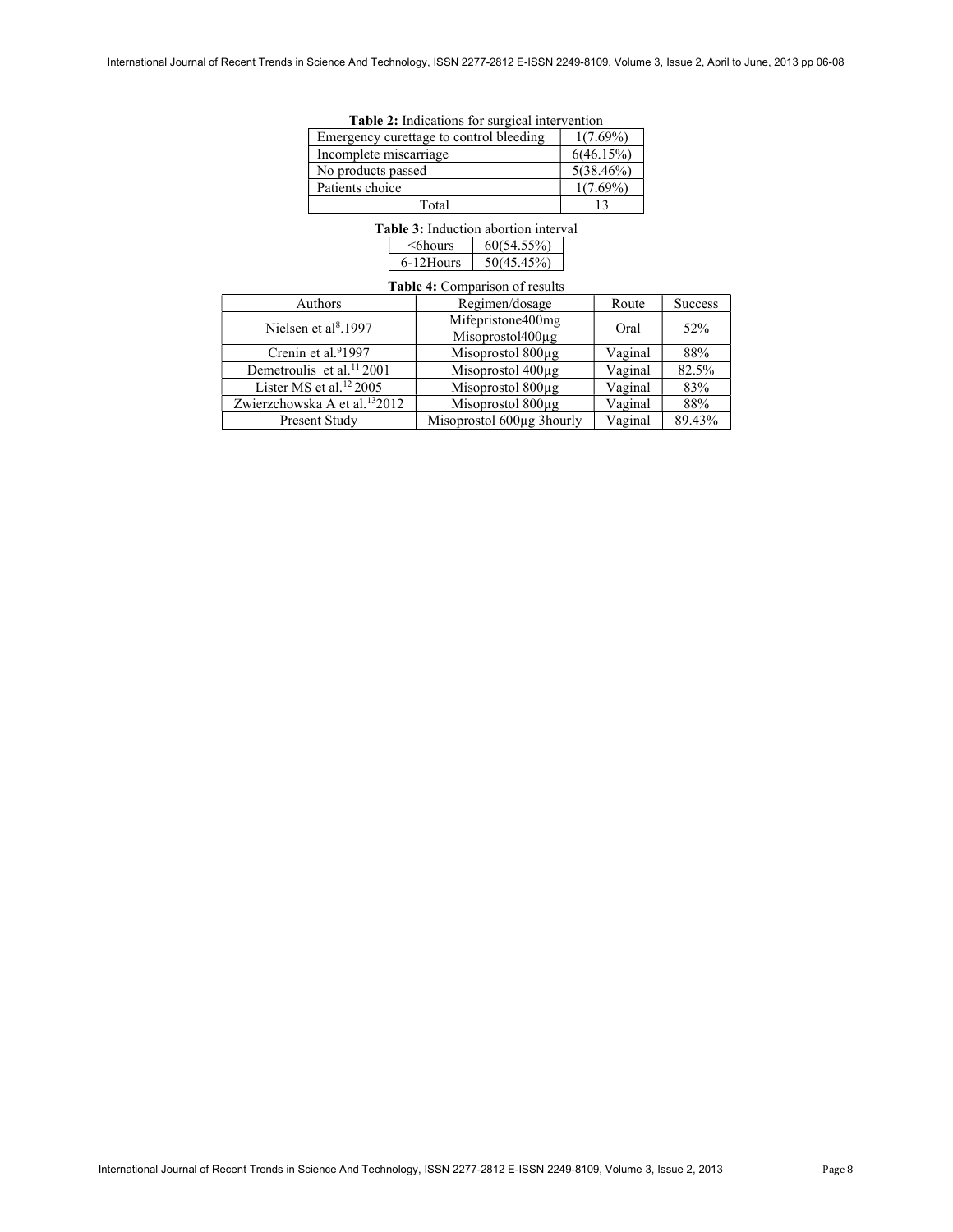**Table 2:** Indications for surgical intervention

| | |
|---|---|
| Emergency curettage to control bleeding | 1(7.69%) |
| Incomplete miscarriage | 6(46.15%) |
| No products passed | 5(38.46%) |
| Patients choice | 1(7.69%) |
| Total | 13 |

**Table 3:** Induction abortion interval

| | |
|---|---|
| <6hours | 60(54.55%) |
| 6-12Hours | 50(45.45%) |

**Table 4:** Comparison of results

| Authors | Regimen/dosage | Route | Success |
|---|---|---|---|
| Nielsen et al[8].1997 | Mifepristone400mg Misoprostol400µg | Oral | 52% |
| Crenin et al.[9]1997 | Misoprostol 800µg | Vaginal | 88% |
| Demetroulis et al.[11] 2001 | Misoprostol 400µg | Vaginal | 82.5% |
| Lister MS et al.[12] 2005 | Misoprostol 800µg | Vaginal | 83% |
| Zwierzchowska A et al.[13]2012 | Misoprostol 800µg | Vaginal | 88% |
| Present Study | Misoprostol 600µg 3hourly | Vaginal | 89.43% |